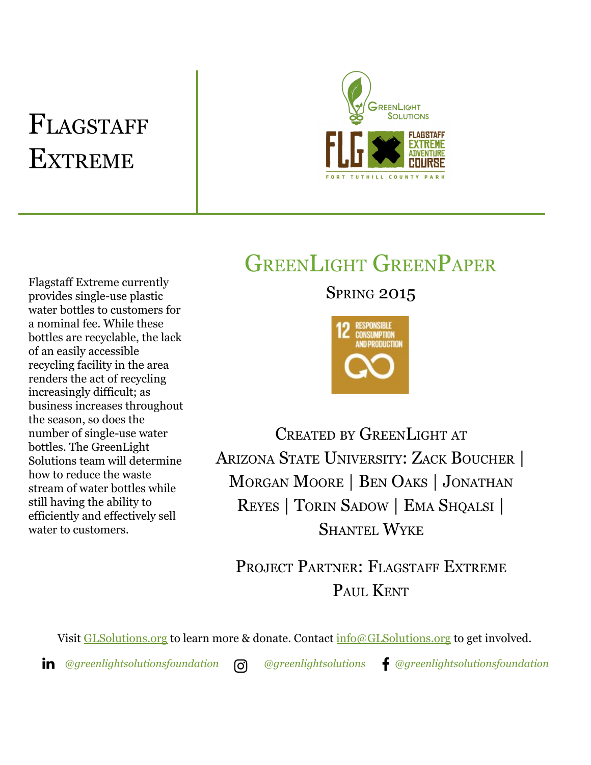# Flagstaff Extreme

## GreenLight GreenPaper

Spring 2015

Created by GreenLight at Arizona State University: Zack Boucher | Morgan Moore | Ben Oaks | Jonathan Reyes | Torin Sadow | Ema Shqalsi | Shantel Wyke

Project Partner: Flagstaff Extreme

Paul Kent

Flagstaff Extreme currently provides single-use plastic water bottles to customers for a nominal fee. While these bottles are recyclable, the lack of an easily accessible recycling facility in the area renders the act of recycling increasingly difficult; as business increases throughout the season, so does the number of single-use water bottles. The GreenLight Solutions team will determine how to reduce the waste stream of water bottles while still having the ability to efficiently and effectively sell water to customers.

Visit GLSolutions.org to learn more & donate. Contact info@GLSolutions.org to get involved.

@greenlightsolutionsfoundation | @greenlightsolutions | @greenlightsolutionsfoundation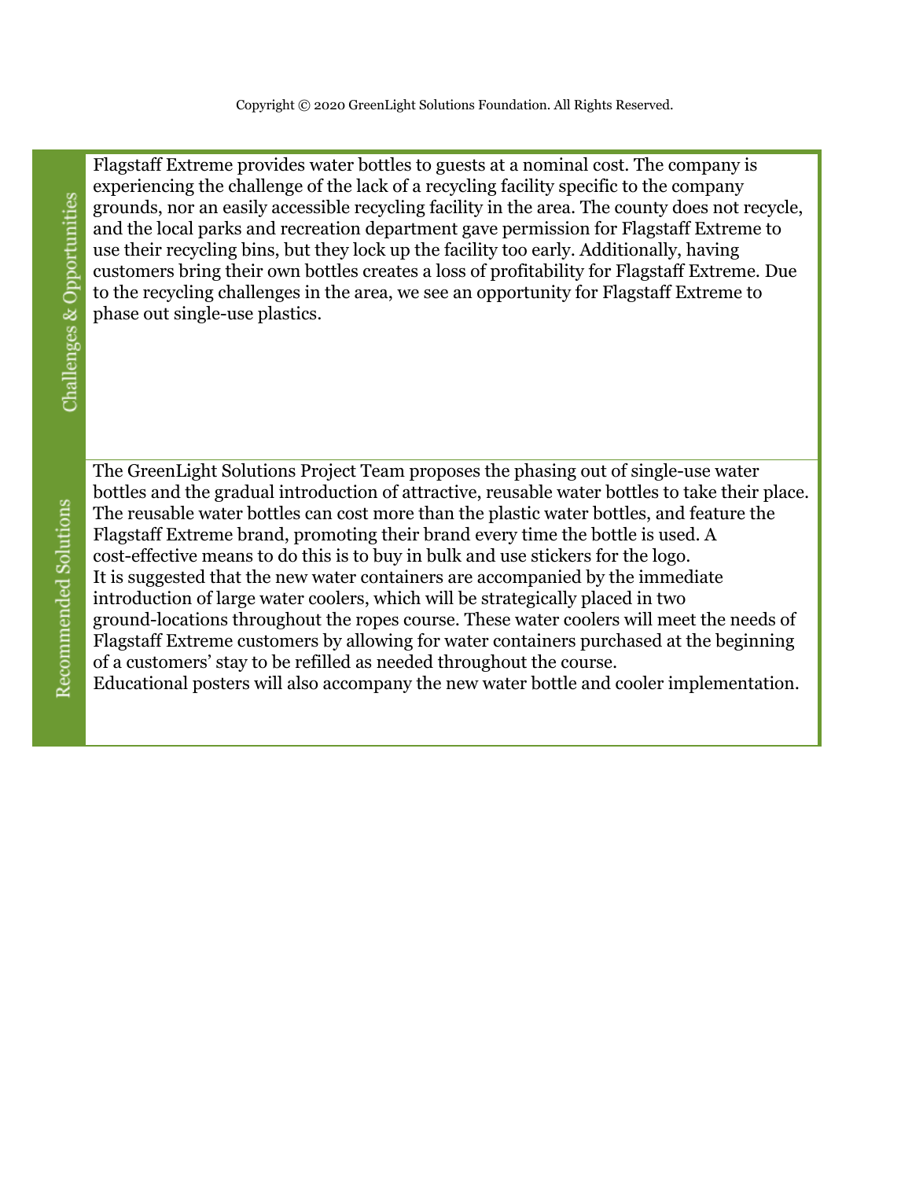## Challenges & Opportunities

Flagstaff Extreme provides water bottles to guests at a nominal cost. The company is experiencing the challenge of the lack of a recycling facility specific to the company grounds, nor an easily accessible recycling facility in the area. The county does not recycle, and the local parks and recreation department gave permission for Flagstaff Extreme to use their recycling bins, but they lock up the facility too early. Additionally, having customers bring their own bottles creates a loss of profitability for Flagstaff Extreme. Due to the recycling challenges in the area, we see an opportunity for Flagstaff Extreme to phase out single-use plastics.

## Recommended Solutions

The GreenLight Solutions Project Team proposes the phasing out of single-use water bottles and the gradual introduction of attractive, reusable water bottles to take their place. The reusable water bottles can cost more than the plastic water bottles, and feature the Flagstaff Extreme brand, promoting their brand every time the bottle is used. A cost-effective means to do this is to buy in bulk and use stickers for the logo.

It is suggested that the new water containers are accompanied by the immediate introduction of large water coolers, which will be strategically placed in two ground-locations throughout the ropes course. These water coolers will meet the needs of Flagstaff Extreme customers by allowing for water containers purchased at the beginning of a customers' stay to be refilled as needed throughout the course.

Educational posters will also accompany the new water bottle and cooler implementation.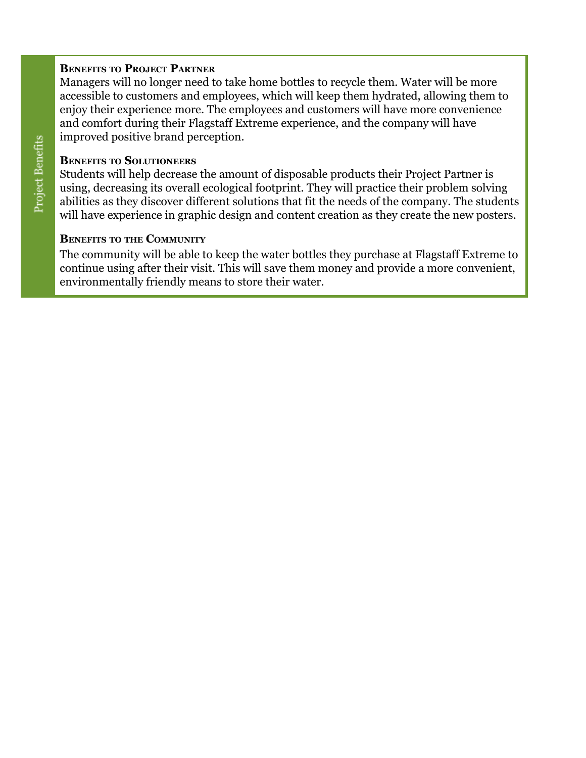## Project Benefits

### Benefits to Project Partner

Managers will no longer need to take home bottles to recycle them. Water will be more accessible to customers and employees, which will keep them hydrated, allowing them to enjoy their experience more. The employees and customers will have more convenience and comfort during their Flagstaff Extreme experience, and the company will have improved positive brand perception.

### Benefits to Solutioneers

Students will help decrease the amount of disposable products their Project Partner is using, decreasing its overall ecological footprint. They will practice their problem solving abilities as they discover different solutions that fit the needs of the company. The students will have experience in graphic design and content creation as they create the new posters.

### Benefits to the Community

The community will be able to keep the water bottles they purchase at Flagstaff Extreme to continue using after their visit. This will save them money and provide a more convenient, environmentally friendly means to store their water.